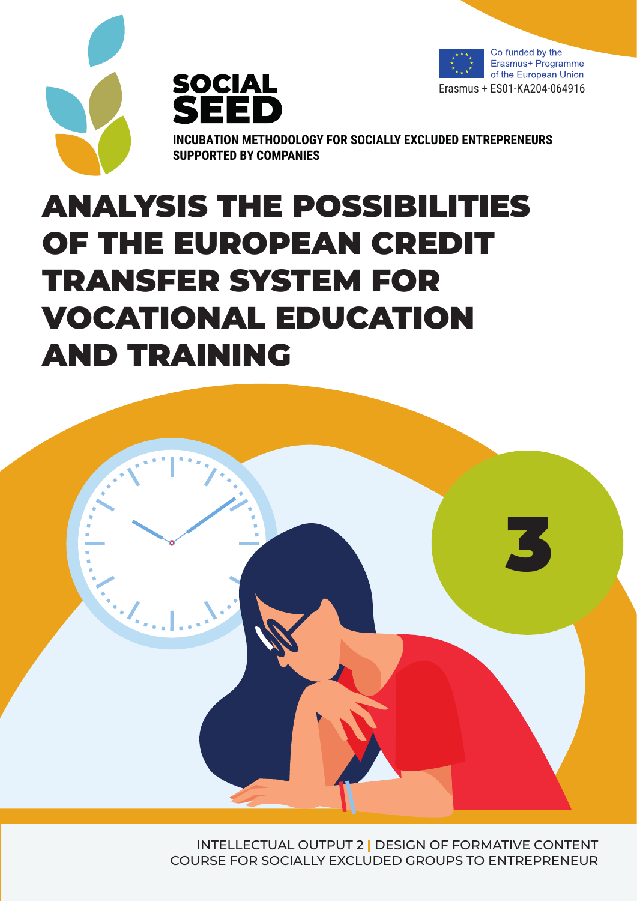SOCIAL SEED

Co-funded by the Erasmus+ Programme of the European Union

Erasmus + ES01-KA204-064916

**INCUBATION METHODOLOGY FOR SOCIALLY EXCLUDED ENTREPRENEURS SUPPORTED BY COMPANIES**

# ANALYSIS THE POSSIBILITIES OF THE EUROPEAN CREDIT TRANSFER SYSTEM FOR VOCATIONAL EDUCATION AND TRAINING

3

INTELLECTUAL OUTPUT 2 | DESIGN OF FORMATIVE CONTENT COURSE FOR SOCIALLY EXCLUDED GROUPS TO ENTREPRENEUR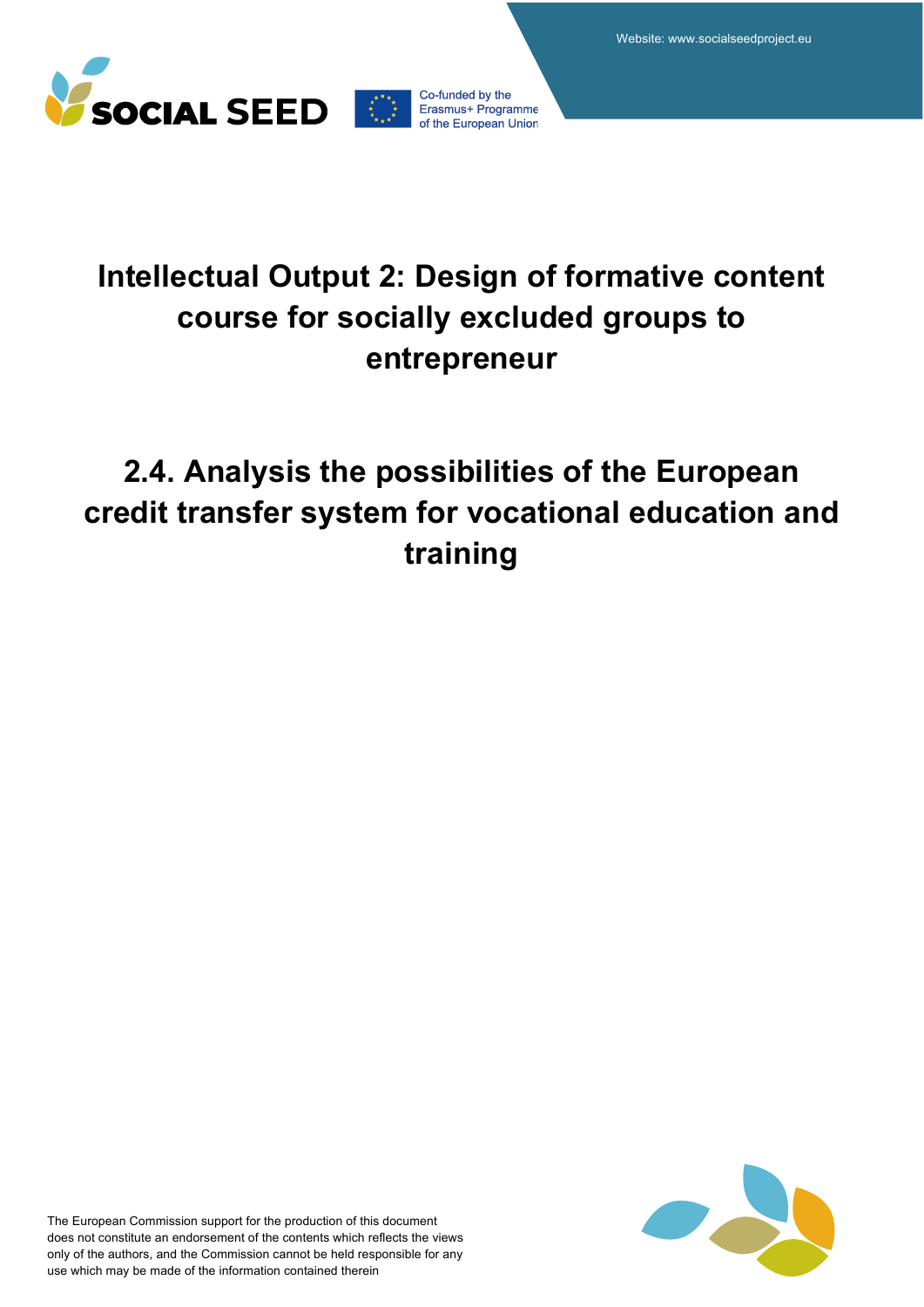# Intellectual Output 2: Design of formative content course for socially excluded groups to entrepreneur

# 2.4. Analysis the possibilities of the European credit transfer system for vocational education and training

The European Commission support for the production of this document does not constitute an endorsement of the contents which reflects the views only of the authors, and the Commission cannot be held responsible for any use which may be made of the information contained therein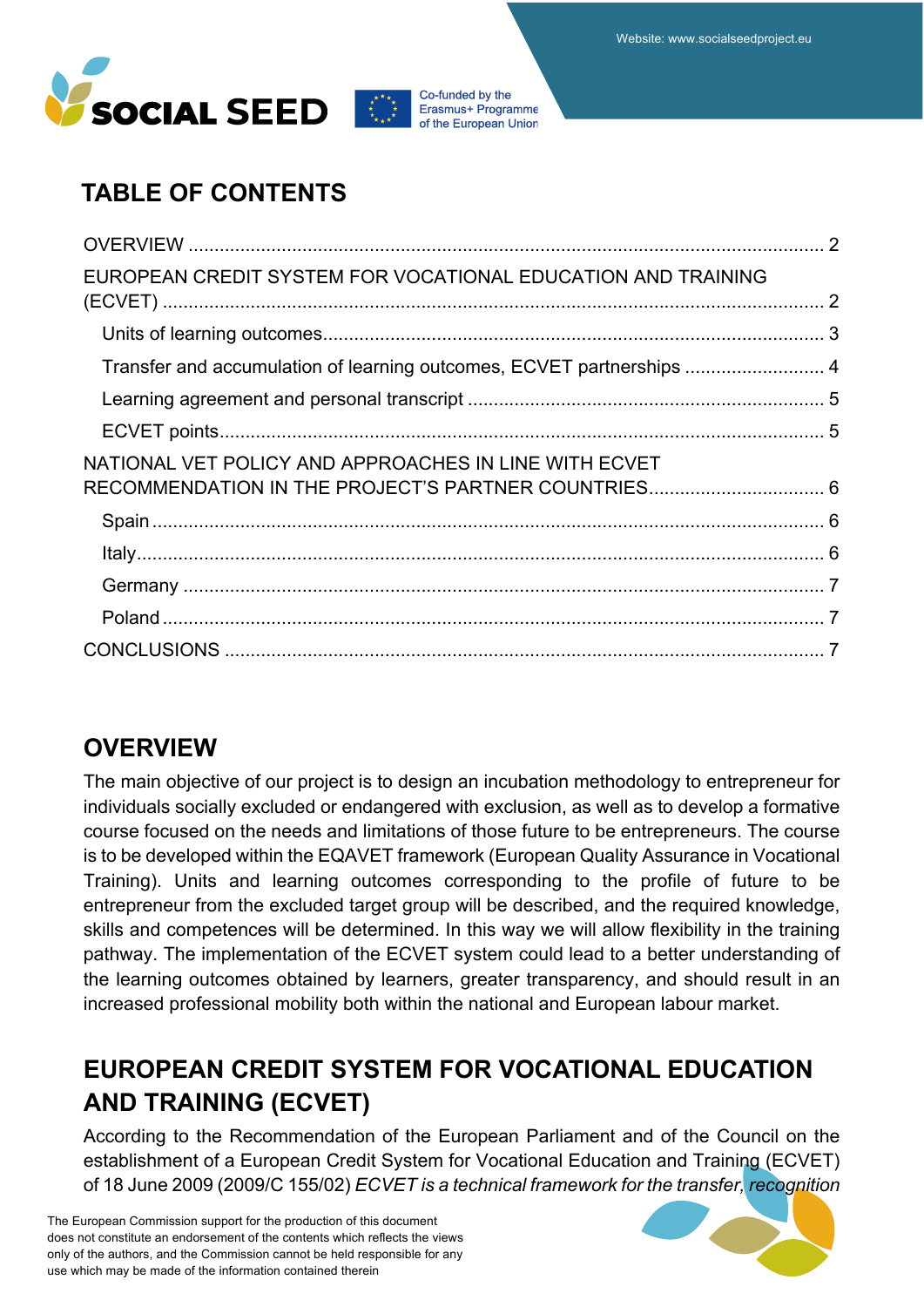## TABLE OF CONTENTS

OVERVIEW ........................................................................................................................ 2

EUROPEAN CREDIT SYSTEM FOR VOCATIONAL EDUCATION AND TRAINING (ECVET) ............................................................................................................................. 2

- Units of learning outcomes................................................................................................ 3
- Transfer and accumulation of learning outcomes, ECVET partnerships ........................... 4
- Learning agreement and personal transcript .................................................................... 5
- ECVET points.................................................................................................................... 5

NATIONAL VET POLICY AND APPROACHES IN LINE WITH ECVET RECOMMENDATION IN THE PROJECT'S PARTNER COUNTRIES.................................. 6

- Spain ................................................................................................................................. 6
- Italy.................................................................................................................................... 6
- Germany ........................................................................................................................... 7
- Poland ............................................................................................................................... 7

CONCLUSIONS .................................................................................................................. 7

## OVERVIEW

The main objective of our project is to design an incubation methodology to entrepreneur for individuals socially excluded or endangered with exclusion, as well as to develop a formative course focused on the needs and limitations of those future to be entrepreneurs. The course is to be developed within the EQAVET framework (European Quality Assurance in Vocational Training). Units and learning outcomes corresponding to the profile of future to be entrepreneur from the excluded target group will be described, and the required knowledge, skills and competences will be determined. In this way we will allow flexibility in the training pathway. The implementation of the ECVET system could lead to a better understanding of the learning outcomes obtained by learners, greater transparency, and should result in an increased professional mobility both within the national and European labour market.

## EUROPEAN CREDIT SYSTEM FOR VOCATIONAL EDUCATION AND TRAINING (ECVET)

According to the Recommendation of the European Parliament and of the Council on the establishment of a European Credit System for Vocational Education and Training (ECVET) of 18 June 2009 (2009/C 155/02) *ECVET is a technical framework for the transfer, recognition*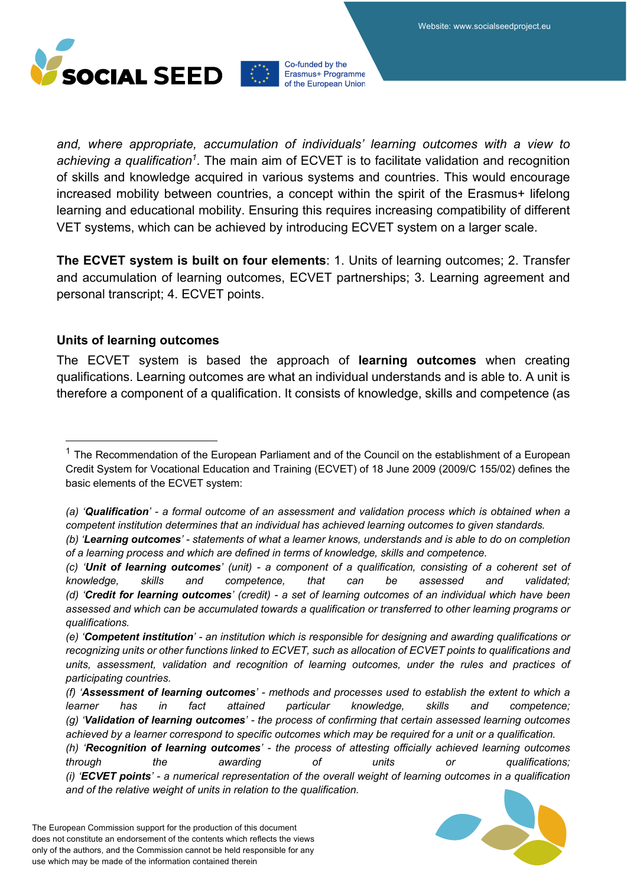*and, where appropriate, accumulation of individuals' learning outcomes with a view to achieving a qualification*[1]. The main aim of ECVET is to facilitate validation and recognition of skills and knowledge acquired in various systems and countries. This would encourage increased mobility between countries, a concept within the spirit of the Erasmus+ lifelong learning and educational mobility. Ensuring this requires increasing compatibility of different VET systems, which can be achieved by introducing ECVET system on a larger scale.

**The ECVET system is built on four elements**: 1. Units of learning outcomes; 2. Transfer and accumulation of learning outcomes, ECVET partnerships; 3. Learning agreement and personal transcript; 4. ECVET points.

### Units of learning outcomes

The ECVET system is based the approach of **learning outcomes** when creating qualifications. Learning outcomes are what an individual understands and is able to. A unit is therefore a component of a qualification. It consists of knowledge, skills and competence (as

---

[1] The Recommendation of the European Parliament and of the Council on the establishment of a European Credit System for Vocational Education and Training (ECVET) of 18 June 2009 (2009/C 155/02) defines the basic elements of the ECVET system:

*(a) '**Qualification**' - a formal outcome of an assessment and validation process which is obtained when a competent institution determines that an individual has achieved learning outcomes to given standards.*
*(b) '**Learning outcomes**' - statements of what a learner knows, understands and is able to do on completion of a learning process and which are defined in terms of knowledge, skills and competence.*
*(c) '**Unit of learning outcomes**' (unit) - a component of a qualification, consisting of a coherent set of knowledge, skills and competence, that can be assessed and validated;*
*(d) '**Credit for learning outcomes**' (credit) - a set of learning outcomes of an individual which have been assessed and which can be accumulated towards a qualification or transferred to other learning programs or qualifications.*
*(e) '**Competent institution**' - an institution which is responsible for designing and awarding qualifications or recognizing units or other functions linked to ECVET, such as allocation of ECVET points to qualifications and units, assessment, validation and recognition of learning outcomes, under the rules and practices of participating countries.*
*(f) '**Assessment of learning outcomes**' - methods and processes used to establish the extent to which a learner has in fact attained particular knowledge, skills and competence;*
*(g) '**Validation of learning outcomes**' - the process of confirming that certain assessed learning outcomes achieved by a learner correspond to specific outcomes which may be required for a unit or a qualification.*
*(h) '**Recognition of learning outcomes**' - the process of attesting officially achieved learning outcomes through the awarding of units or qualifications;*
*(i) '**ECVET points**' - a numerical representation of the overall weight of learning outcomes in a qualification and of the relative weight of units in relation to the qualification.*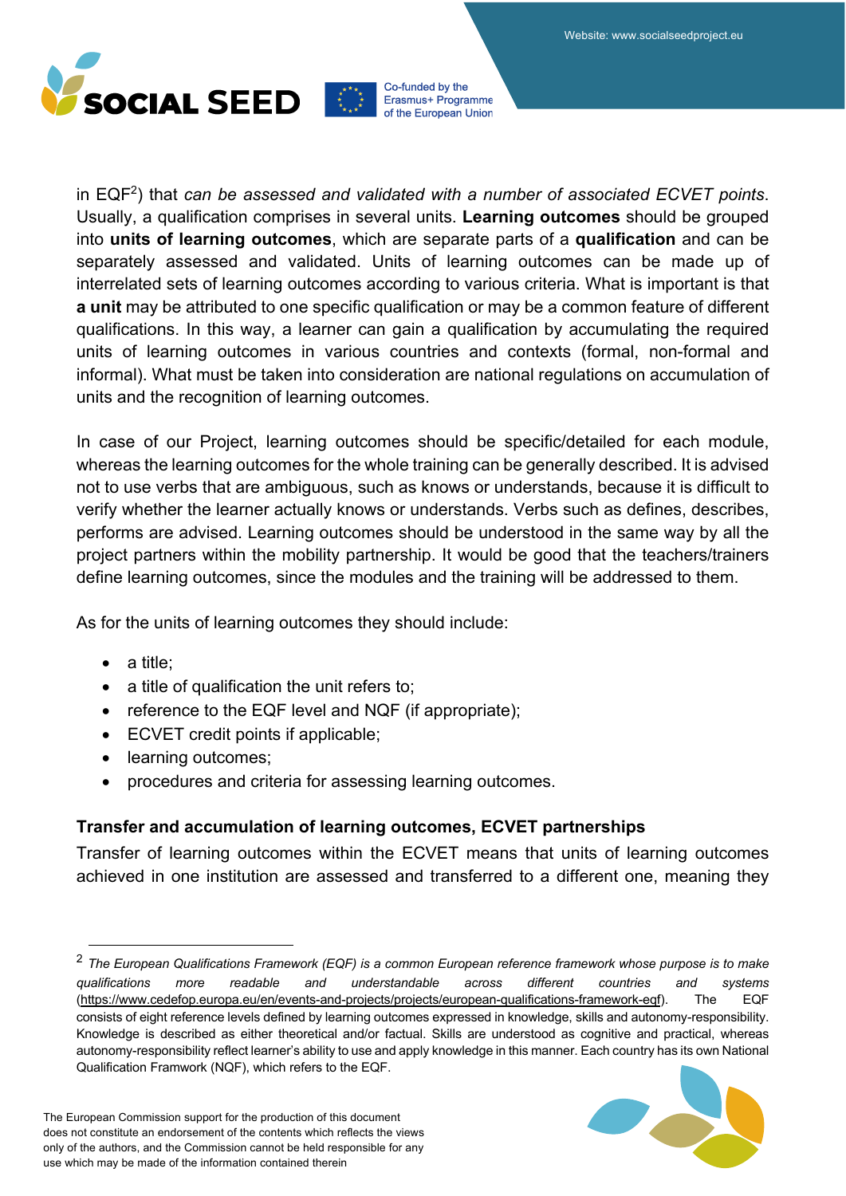in EQF[2]) that *can be assessed and validated with a number of associated ECVET points*. Usually, a qualification comprises in several units. **Learning outcomes** should be grouped into **units of learning outcomes**, which are separate parts of a **qualification** and can be separately assessed and validated. Units of learning outcomes can be made up of interrelated sets of learning outcomes according to various criteria. What is important is that **a unit** may be attributed to one specific qualification or may be a common feature of different qualifications. In this way, a learner can gain a qualification by accumulating the required units of learning outcomes in various countries and contexts (formal, non-formal and informal). What must be taken into consideration are national regulations on accumulation of units and the recognition of learning outcomes.

In case of our Project, learning outcomes should be specific/detailed for each module, whereas the learning outcomes for the whole training can be generally described. It is advised not to use verbs that are ambiguous, such as knows or understands, because it is difficult to verify whether the learner actually knows or understands. Verbs such as defines, describes, performs are advised. Learning outcomes should be understood in the same way by all the project partners within the mobility partnership. It would be good that the teachers/trainers define learning outcomes, since the modules and the training will be addressed to them.

As for the units of learning outcomes they should include:

- a title;
- a title of qualification the unit refers to;
- reference to the EQF level and NQF (if appropriate);
- ECVET credit points if applicable;
- learning outcomes;
- procedures and criteria for assessing learning outcomes.

**Transfer and accumulation of learning outcomes, ECVET partnerships**

Transfer of learning outcomes within the ECVET means that units of learning outcomes achieved in one institution are assessed and transferred to a different one, meaning they

---

[2] *The European Qualifications Framework (EQF) is a common European reference framework whose purpose is to make qualifications more readable and understandable across different countries and systems* (https://www.cedefop.europa.eu/en/events-and-projects/projects/european-qualifications-framework-eqf). The EQF consists of eight reference levels defined by learning outcomes expressed in knowledge, skills and autonomy-responsibility. Knowledge is described as either theoretical and/or factual. Skills are understood as cognitive and practical, whereas autonomy-responsibility reflect learner's ability to use and apply knowledge in this manner. Each country has its own National Qualification Framwork (NQF), which refers to the EQF.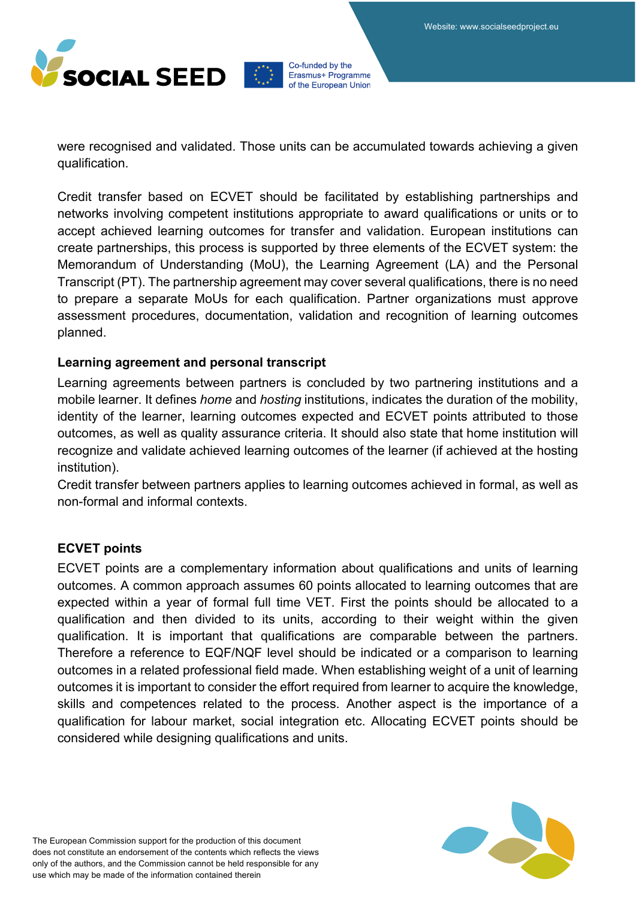were recognised and validated. Those units can be accumulated towards achieving a given qualification.

Credit transfer based on ECVET should be facilitated by establishing partnerships and networks involving competent institutions appropriate to award qualifications or units or to accept achieved learning outcomes for transfer and validation. European institutions can create partnerships, this process is supported by three elements of the ECVET system: the Memorandum of Understanding (MoU), the Learning Agreement (LA) and the Personal Transcript (PT). The partnership agreement may cover several qualifications, there is no need to prepare a separate MoUs for each qualification. Partner organizations must approve assessment procedures, documentation, validation and recognition of learning outcomes planned.

**Learning agreement and personal transcript**

Learning agreements between partners is concluded by two partnering institutions and a mobile learner. It defines *home* and *hosting* institutions, indicates the duration of the mobility, identity of the learner, learning outcomes expected and ECVET points attributed to those outcomes, as well as quality assurance criteria. It should also state that home institution will recognize and validate achieved learning outcomes of the learner (if achieved at the hosting institution).

Credit transfer between partners applies to learning outcomes achieved in formal, as well as non-formal and informal contexts.

**ECVET points**

ECVET points are a complementary information about qualifications and units of learning outcomes. A common approach assumes 60 points allocated to learning outcomes that are expected within a year of formal full time VET. First the points should be allocated to a qualification and then divided to its units, according to their weight within the given qualification. It is important that qualifications are comparable between the partners. Therefore a reference to EQF/NQF level should be indicated or a comparison to learning outcomes in a related professional field made. When establishing weight of a unit of learning outcomes it is important to consider the effort required from learner to acquire the knowledge, skills and competences related to the process. Another aspect is the importance of a qualification for labour market, social integration etc. Allocating ECVET points should be considered while designing qualifications and units.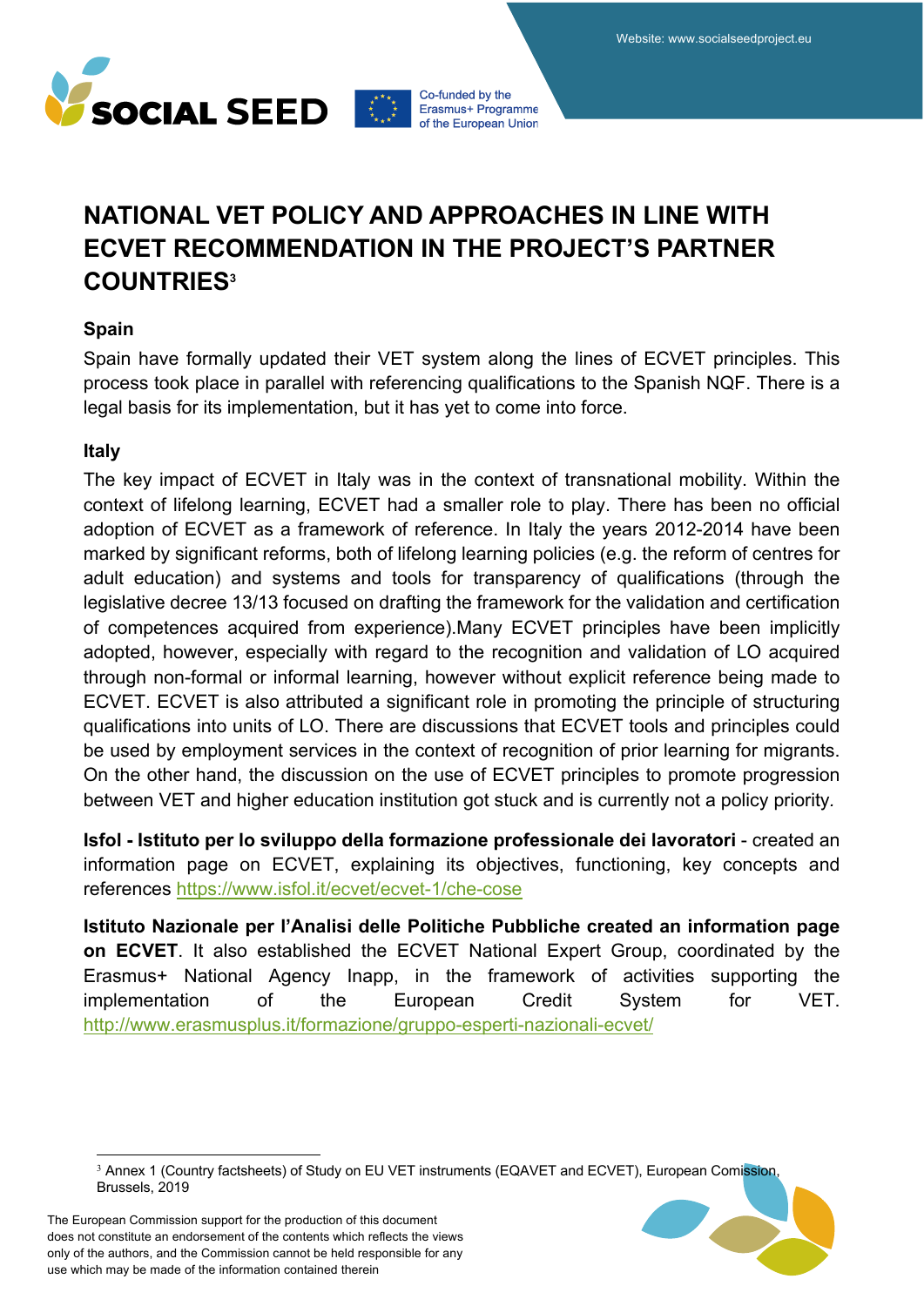# NATIONAL VET POLICY AND APPROACHES IN LINE WITH ECVET RECOMMENDATION IN THE PROJECT'S PARTNER COUNTRIES[3]

### Spain

Spain have formally updated their VET system along the lines of ECVET principles. This process took place in parallel with referencing qualifications to the Spanish NQF. There is a legal basis for its implementation, but it has yet to come into force.

### Italy

The key impact of ECVET in Italy was in the context of transnational mobility. Within the context of lifelong learning, ECVET had a smaller role to play. There has been no official adoption of ECVET as a framework of reference. In Italy the years 2012-2014 have been marked by significant reforms, both of lifelong learning policies (e.g. the reform of centres for adult education) and systems and tools for transparency of qualifications (through the legislative decree 13/13 focused on drafting the framework for the validation and certification of competences acquired from experience).Many ECVET principles have been implicitly adopted, however, especially with regard to the recognition and validation of LO acquired through non-formal or informal learning, however without explicit reference being made to ECVET. ECVET is also attributed a significant role in promoting the principle of structuring qualifications into units of LO. There are discussions that ECVET tools and principles could be used by employment services in the context of recognition of prior learning for migrants. On the other hand, the discussion on the use of ECVET principles to promote progression between VET and higher education institution got stuck and is currently not a policy priority.

**Isfol - Istituto per lo sviluppo della formazione professionale dei lavoratori** - created an information page on ECVET, explaining its objectives, functioning, key concepts and references https://www.isfol.it/ecvet/ecvet-1/che-cose

**Istituto Nazionale per l'Analisi delle Politiche Pubbliche created an information page on ECVET**. It also established the ECVET National Expert Group, coordinated by the Erasmus+ National Agency Inapp, in the framework of activities supporting the implementation of the European Credit System for VET. http://www.erasmusplus.it/formazione/gruppo-esperti-nazionali-ecvet/

---

[3] Annex 1 (Country factsheets) of Study on EU VET instruments (EQAVET and ECVET), European Comission, Brussels, 2019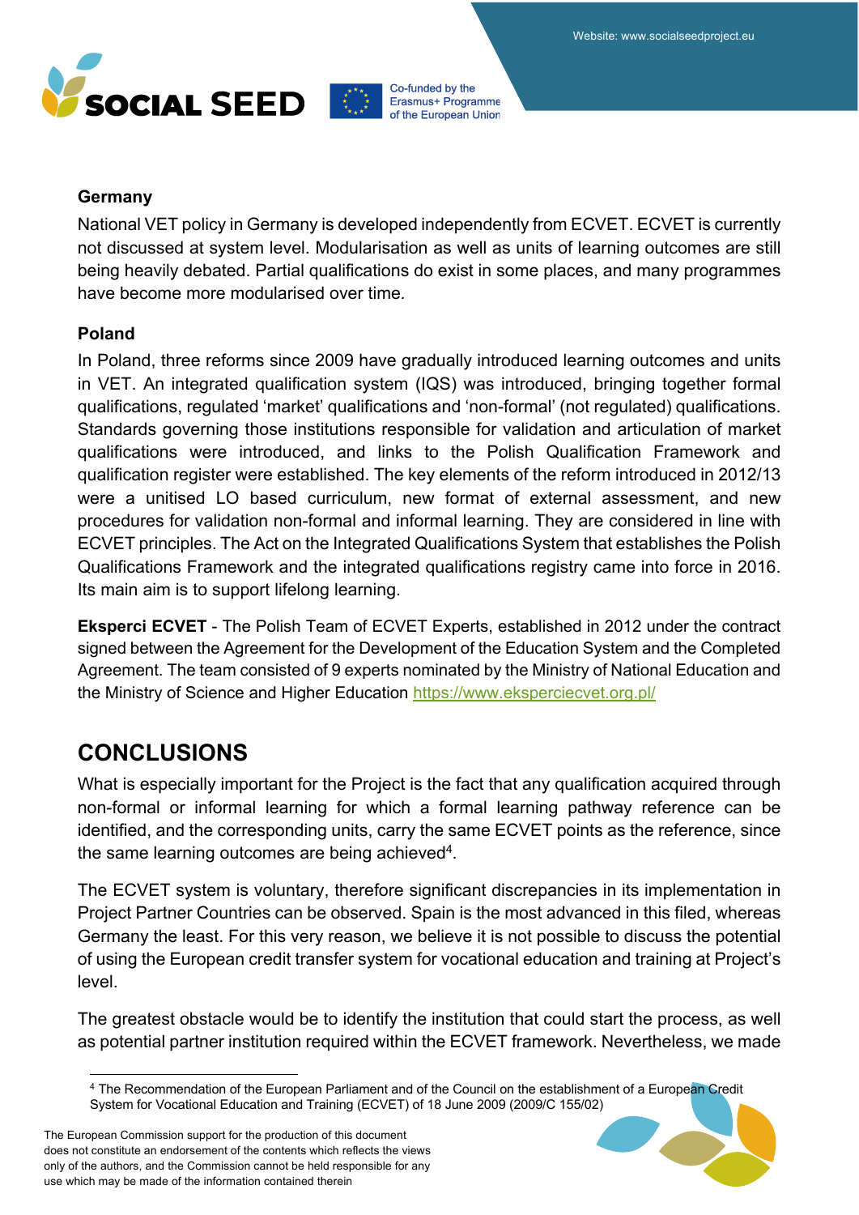**Germany**

National VET policy in Germany is developed independently from ECVET. ECVET is currently not discussed at system level. Modularisation as well as units of learning outcomes are still being heavily debated. Partial qualifications do exist in some places, and many programmes have become more modularised over time.

**Poland**

In Poland, three reforms since 2009 have gradually introduced learning outcomes and units in VET. An integrated qualification system (IQS) was introduced, bringing together formal qualifications, regulated 'market' qualifications and 'non-formal' (not regulated) qualifications. Standards governing those institutions responsible for validation and articulation of market qualifications were introduced, and links to the Polish Qualification Framework and qualification register were established. The key elements of the reform introduced in 2012/13 were a unitised LO based curriculum, new format of external assessment, and new procedures for validation non-formal and informal learning. They are considered in line with ECVET principles. The Act on the Integrated Qualifications System that establishes the Polish Qualifications Framework and the integrated qualifications registry came into force in 2016. Its main aim is to support lifelong learning.

**Eksperci ECVET** - The Polish Team of ECVET Experts, established in 2012 under the contract signed between the Agreement for the Development of the Education System and the Completed Agreement. The team consisted of 9 experts nominated by the Ministry of National Education and the Ministry of Science and Higher Education https://www.eksperciecvet.org.pl/

## CONCLUSIONS

What is especially important for the Project is the fact that any qualification acquired through non-formal or informal learning for which a formal learning pathway reference can be identified, and the corresponding units, carry the same ECVET points as the reference, since the same learning outcomes are being achieved[4].

The ECVET system is voluntary, therefore significant discrepancies in its implementation in Project Partner Countries can be observed. Spain is the most advanced in this filed, whereas Germany the least. For this very reason, we believe it is not possible to discuss the potential of using the European credit transfer system for vocational education and training at Project's level.

The greatest obstacle would be to identify the institution that could start the process, as well as potential partner institution required within the ECVET framework. Nevertheless, we made

[4] The Recommendation of the European Parliament and of the Council on the establishment of a European Credit System for Vocational Education and Training (ECVET) of 18 June 2009 (2009/C 155/02)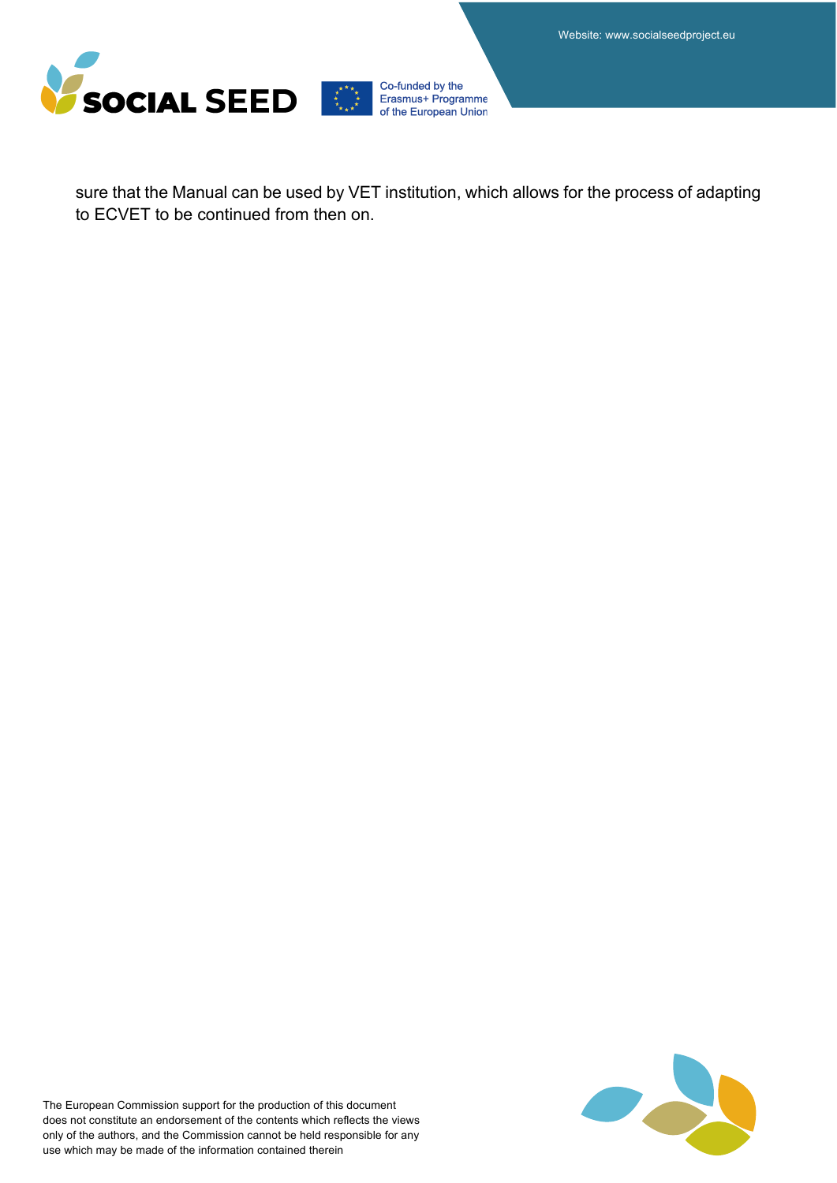sure that the Manual can be used by VET institution, which allows for the process of adapting to ECVET to be continued from then on.